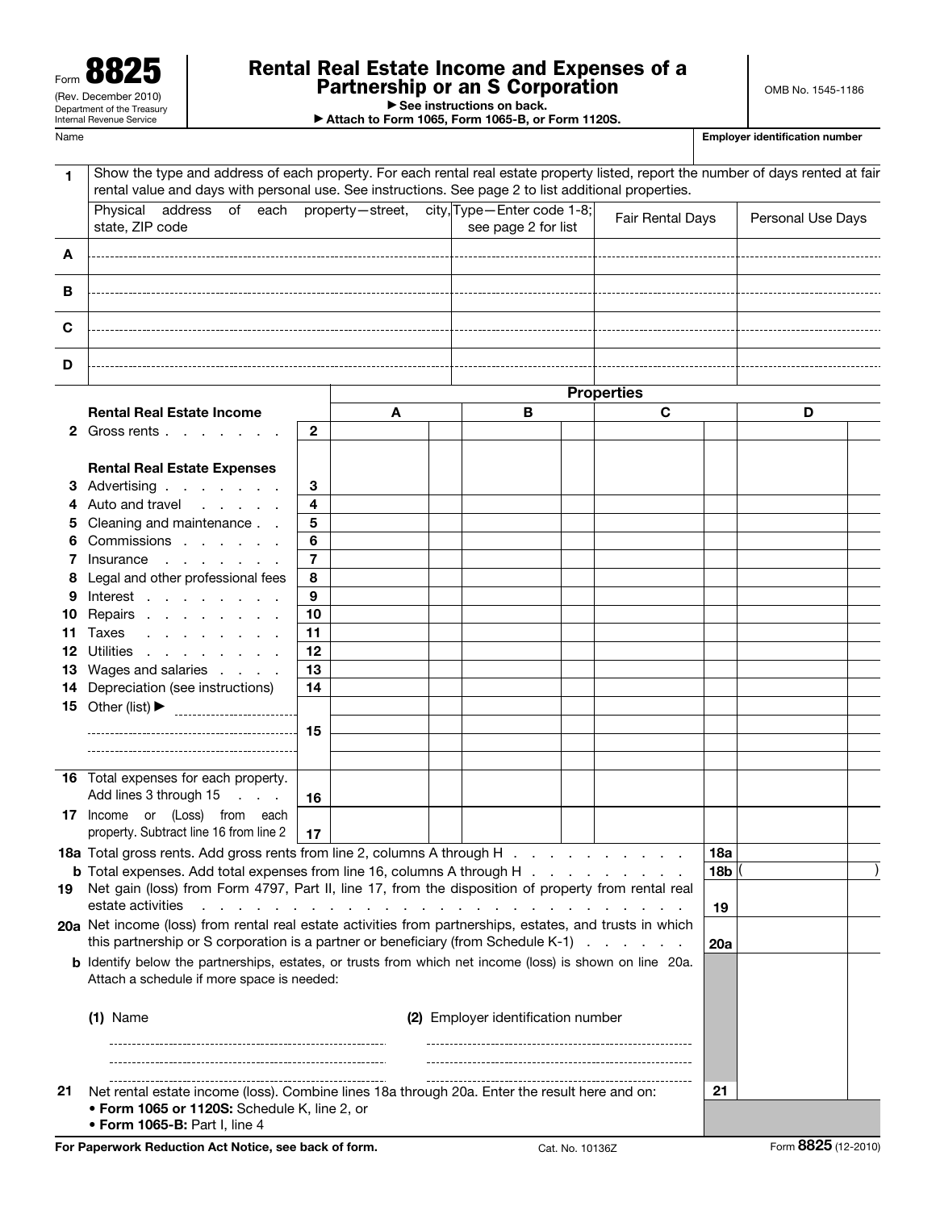Form **8825**
(Rev. December 2010)
Department of the Treasury
Internal Revenue Service

# Rental Real Estate Income and Expenses of a Partnership or an S Corporation

► See instructions on back.
► Attach to Form 1065, Form 1065-B, or Form 1120S.

OMB No. 1545-1186

Name | **Employer identification number**

**1** Show the type and address of each property. For each rental real estate property listed, report the number of days rented at fair rental value and days with personal use. See instructions. See page 2 to list additional properties.

| | Physical address of each property—street, city, state, ZIP code | Type—Enter code 1-8; see page 2 for list | Fair Rental Days | Personal Use Days |
|---|---|---|---|---|
| **A** | | | | |
| **B** | | | | |
| **C** | | | | |
| **D** | | | | |

| | | Properties | | | |
|---|---|---|---|---|---|
| **Rental Real Estate Income** | | **A** | **B** | **C** | **D** |
| **2** Gross rents | **2** | | | | |
| **Rental Real Estate Expenses** | | | | | |
| **3** Advertising | **3** | | | | |
| **4** Auto and travel | **4** | | | | |
| **5** Cleaning and maintenance | **5** | | | | |
| **6** Commissions | **6** | | | | |
| **7** Insurance | **7** | | | | |
| **8** Legal and other professional fees | **8** | | | | |
| **9** Interest | **9** | | | | |
| **10** Repairs | **10** | | | | |
| **11** Taxes | **11** | | | | |
| **12** Utilities | **12** | | | | |
| **13** Wages and salaries | **13** | | | | |
| **14** Depreciation (see instructions) | **14** | | | | |
| **15** Other (list) ► | **15** | | | | |
| **16** Total expenses for each property. Add lines 3 through 15 | **16** | | | | |
| **17** Income or (Loss) from each property. Subtract line 16 from line 2 | **17** | | | | |

| | | |
|---|---|---|
| **18a** Total gross rents. Add gross rents from line 2, columns A through H | **18a** | |
| **b** Total expenses. Add total expenses from line 16, columns A through H | **18b** | ( ) |
| **19** Net gain (loss) from Form 4797, Part II, line 17, from the disposition of property from rental real estate activities | **19** | |
| **20a** Net income (loss) from rental real estate activities from partnerships, estates, and trusts in which this partnership or S corporation is a partner or beneficiary (from Schedule K-1) | **20a** | |

**b** Identify below the partnerships, estates, or trusts from which net income (loss) is shown on line 20a. Attach a schedule if more space is needed:

| **(1)** Name | **(2)** Employer identification number |
|---|---|
| | |
| | |
| | |

| | | |
|---|---|---|
| **21** Net rental estate income (loss). Combine lines 18a through 20a. Enter the result here and on:<br>• **Form 1065 or 1120S:** Schedule K, line 2, or<br>• **Form 1065-B:** Part I, line 4 | **21** | |

**For Paperwork Reduction Act Notice, see back of form.** Cat. No. 10136Z Form **8825** (12-2010)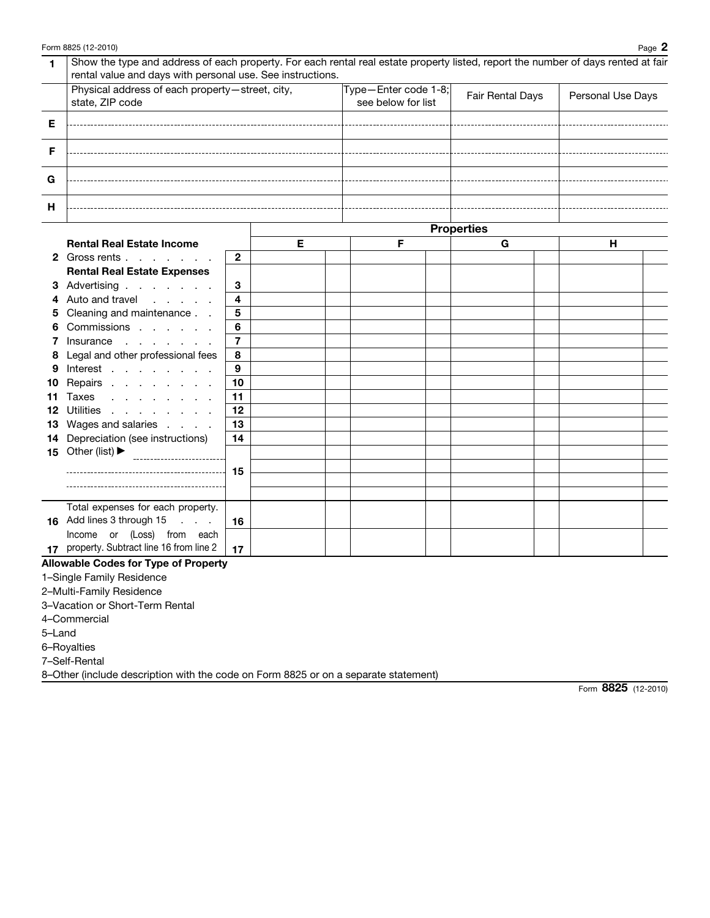| 1 | Show the type and address of each property. For each rental real estate property listed, report the number of days rented at fair rental value and days with personal use. See instructions. | | | |
|---|---|---|---|---|
| | Physical address of each property—street, city, state, ZIP code | Type—Enter code 1-8; see below for list | Fair Rental Days | Personal Use Days |
| E | | | | |
| F | | | | |
| G | | | | |
| H | | | | |

| | | | Properties | | | |
|---|---|---|---|---|---|---|
| | **Rental Real Estate Income** | | E | F | G | H |
| 2 | Gross rents | 2 | | | | |
| | **Rental Real Estate Expenses** | | | | | |
| 3 | Advertising | 3 | | | | |
| 4 | Auto and travel | 4 | | | | |
| 5 | Cleaning and maintenance | 5 | | | | |
| 6 | Commissions | 6 | | | | |
| 7 | Insurance | 7 | | | | |
| 8 | Legal and other professional fees | 8 | | | | |
| 9 | Interest | 9 | | | | |
| 10 | Repairs | 10 | | | | |
| 11 | Taxes | 11 | | | | |
| 12 | Utilities | 12 | | | | |
| 13 | Wages and salaries | 13 | | | | |
| 14 | Depreciation (see instructions) | 14 | | | | |
| 15 | Other (list) ▶ | 15 | | | | |
| 16 | Total expenses for each property. Add lines 3 through 15 | 16 | | | | |
| 17 | Income or (Loss) from each property. Subtract line 16 from line 2 | 17 | | | | |

**Allowable Codes for Type of Property**

1–Single Family Residence

2–Multi-Family Residence

3–Vacation or Short-Term Rental

4–Commercial

5–Land

6–Royalties

7–Self-Rental

8–Other (include description with the code on Form 8825 or on a separate statement)

Form **8825** (12-2010)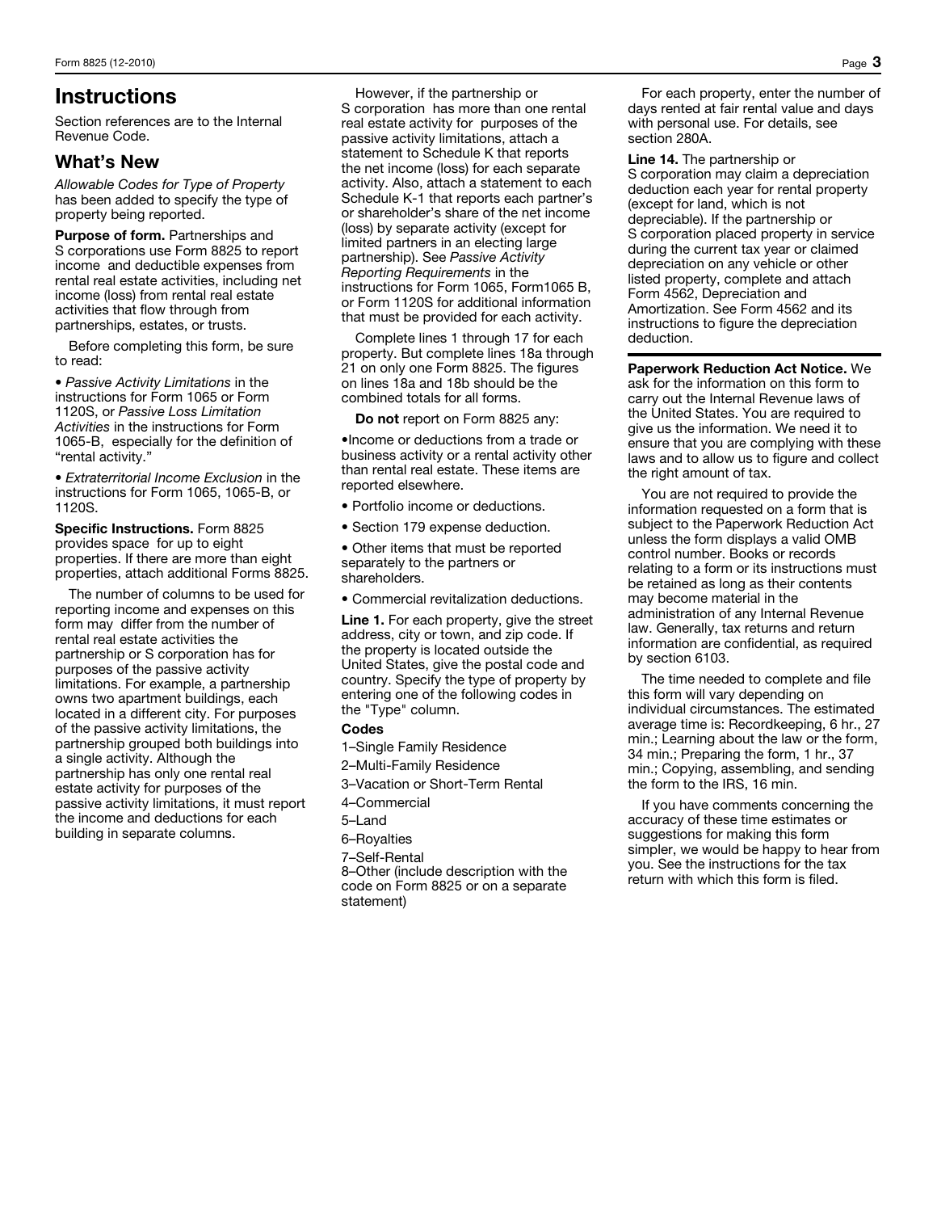# Instructions

Section references are to the Internal Revenue Code.

## What's New

*Allowable Codes for Type of Property* has been added to specify the type of property being reported.

**Purpose of form.** Partnerships and S corporations use Form 8825 to report income and deductible expenses from rental real estate activities, including net income (loss) from rental real estate activities that flow through from partnerships, estates, or trusts.

Before completing this form, be sure to read:

- *Passive Activity Limitations* in the instructions for Form 1065 or Form 1120S, or *Passive Loss Limitation Activities* in the instructions for Form 1065-B, especially for the definition of "rental activity."
- *Extraterritorial Income Exclusion* in the instructions for Form 1065, 1065-B, or 1120S.

**Specific Instructions.** Form 8825 provides space for up to eight properties. If there are more than eight properties, attach additional Forms 8825.

The number of columns to be used for reporting income and expenses on this form may differ from the number of rental real estate activities the partnership or S corporation has for purposes of the passive activity limitations. For example, a partnership owns two apartment buildings, each located in a different city. For purposes of the passive activity limitations, the partnership grouped both buildings into a single activity. Although the partnership has only one rental real estate activity for purposes of the passive activity limitations, it must report the income and deductions for each building in separate columns.

However, if the partnership or S corporation has more than one rental real estate activity for purposes of the passive activity limitations, attach a statement to Schedule K that reports the net income (loss) for each separate activity. Also, attach a statement to each Schedule K-1 that reports each partner's or shareholder's share of the net income (loss) by separate activity (except for limited partners in an electing large partnership). See *Passive Activity Reporting Requirements* in the instructions for Form 1065, Form1065 B, or Form 1120S for additional information that must be provided for each activity.

Complete lines 1 through 17 for each property. But complete lines 18a through 21 on only one Form 8825. The figures on lines 18a and 18b should be the combined totals for all forms.

**Do not** report on Form 8825 any:

- Income or deductions from a trade or business activity or a rental activity other than rental real estate. These items are reported elsewhere.
- Portfolio income or deductions.
- Section 179 expense deduction.
- Other items that must be reported separately to the partners or shareholders.
- Commercial revitalization deductions.

**Line 1.** For each property, give the street address, city or town, and zip code. If the property is located outside the United States, give the postal code and country. Specify the type of property by entering one of the following codes in the "Type" column.

**Codes**

1–Single Family Residence

2–Multi-Family Residence

3–Vacation or Short-Term Rental

4–Commercial

5–Land

6–Royalties

7–Self-Rental

8–Other (include description with the code on Form 8825 or on a separate statement)

For each property, enter the number of days rented at fair rental value and days with personal use. For details, see section 280A.

**Line 14.** The partnership or S corporation may claim a depreciation deduction each year for rental property (except for land, which is not depreciable). If the partnership or S corporation placed property in service during the current tax year or claimed depreciation on any vehicle or other listed property, complete and attach Form 4562, Depreciation and Amortization. See Form 4562 and its instructions to figure the depreciation deduction.

**Paperwork Reduction Act Notice.** We ask for the information on this form to carry out the Internal Revenue laws of the United States. You are required to give us the information. We need it to ensure that you are complying with these laws and to allow us to figure and collect the right amount of tax.

You are not required to provide the information requested on a form that is subject to the Paperwork Reduction Act unless the form displays a valid OMB control number. Books or records relating to a form or its instructions must be retained as long as their contents may become material in the administration of any Internal Revenue law. Generally, tax returns and return information are confidential, as required by section 6103.

The time needed to complete and file this form will vary depending on individual circumstances. The estimated average time is: Recordkeeping, 6 hr., 27 min.; Learning about the law or the form, 34 min.; Preparing the form, 1 hr., 37 min.; Copying, assembling, and sending the form to the IRS, 16 min.

If you have comments concerning the accuracy of these time estimates or suggestions for making this form simpler, we would be happy to hear from you. See the instructions for the tax return with which this form is filed.